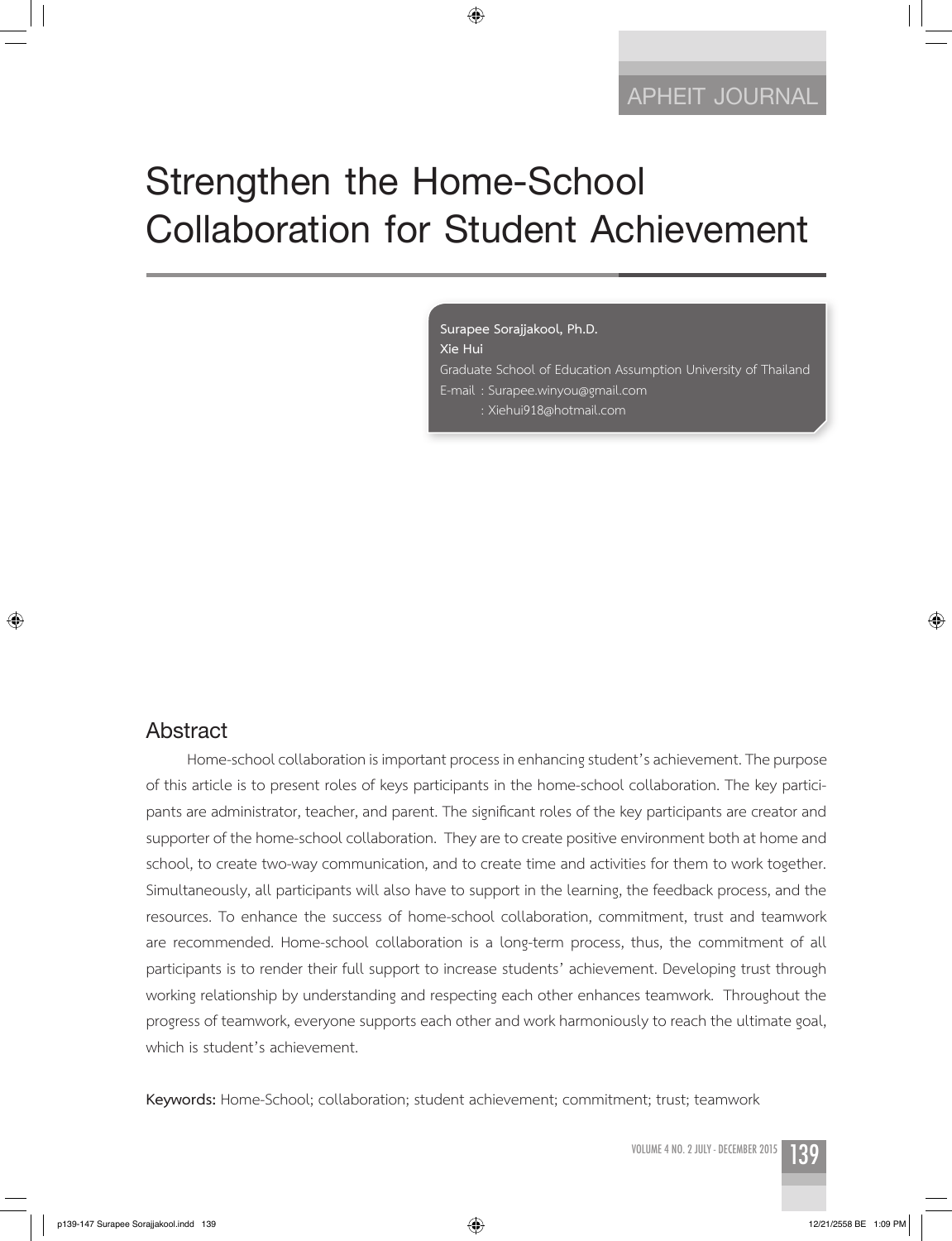# Strengthen the Home-School Collaboration for Student Achievement

**Surapee Sorajjakool, Ph.D.**
**Xie Hui**
Graduate School of Education Assumption University of Thailand
E-mail : Surapee.winyou@gmail.com
: Xiehui918@hotmail.com

## Abstract

Home-school collaboration is important process in enhancing student's achievement. The purpose of this article is to present roles of keys participants in the home-school collaboration. The key participants are administrator, teacher, and parent. The significant roles of the key participants are creator and supporter of the home-school collaboration. They are to create positive environment both at home and school, to create two-way communication, and to create time and activities for them to work together. Simultaneously, all participants will also have to support in the learning, the feedback process, and the resources. To enhance the success of home-school collaboration, commitment, trust and teamwork are recommended. Home-school collaboration is a long-term process, thus, the commitment of all participants is to render their full support to increase students' achievement. Developing trust through working relationship by understanding and respecting each other enhances teamwork. Throughout the progress of teamwork, everyone supports each other and work harmoniously to reach the ultimate goal, which is student's achievement.

**Keywords:** Home-School; collaboration; student achievement; commitment; trust; teamwork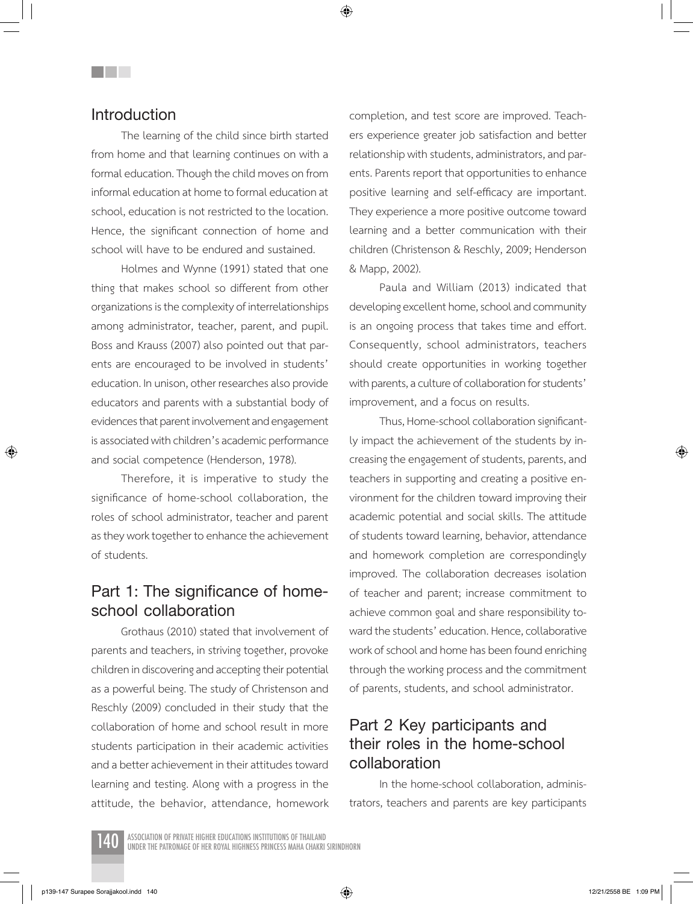## Introduction

The learning of the child since birth started from home and that learning continues on with a formal education. Though the child moves on from informal education at home to formal education at school, education is not restricted to the location. Hence, the significant connection of home and school will have to be endured and sustained.

Holmes and Wynne (1991) stated that one thing that makes school so different from other organizations is the complexity of interrelationships among administrator, teacher, parent, and pupil. Boss and Krauss (2007) also pointed out that parents are encouraged to be involved in students' education. In unison, other researches also provide educators and parents with a substantial body of evidences that parent involvement and engagement is associated with children's academic performance and social competence (Henderson, 1978).

Therefore, it is imperative to study the significance of home-school collaboration, the roles of school administrator, teacher and parent as they work together to enhance the achievement of students.

## Part 1: The significance of home-school collaboration

Grothaus (2010) stated that involvement of parents and teachers, in striving together, provoke children in discovering and accepting their potential as a powerful being. The study of Christenson and Reschly (2009) concluded in their study that the collaboration of home and school result in more students participation in their academic activities and a better achievement in their attitudes toward learning and testing. Along with a progress in the attitude, the behavior, attendance, homework completion, and test score are improved. Teachers experience greater job satisfaction and better relationship with students, administrators, and parents. Parents report that opportunities to enhance positive learning and self-efficacy are important. They experience a more positive outcome toward learning and a better communication with their children (Christenson & Reschly, 2009; Henderson & Mapp, 2002).

Paula and William (2013) indicated that developing excellent home, school and community is an ongoing process that takes time and effort. Consequently, school administrators, teachers should create opportunities in working together with parents, a culture of collaboration for students' improvement, and a focus on results.

Thus, Home-school collaboration significantly impact the achievement of the students by increasing the engagement of students, parents, and teachers in supporting and creating a positive environment for the children toward improving their academic potential and social skills. The attitude of students toward learning, behavior, attendance and homework completion are correspondingly improved. The collaboration decreases isolation of teacher and parent; increase commitment to achieve common goal and share responsibility toward the students' education. Hence, collaborative work of school and home has been found enriching through the working process and the commitment of parents, students, and school administrator.

## Part 2 Key participants and their roles in the home-school collaboration

In the home-school collaboration, administrators, teachers and parents are key participants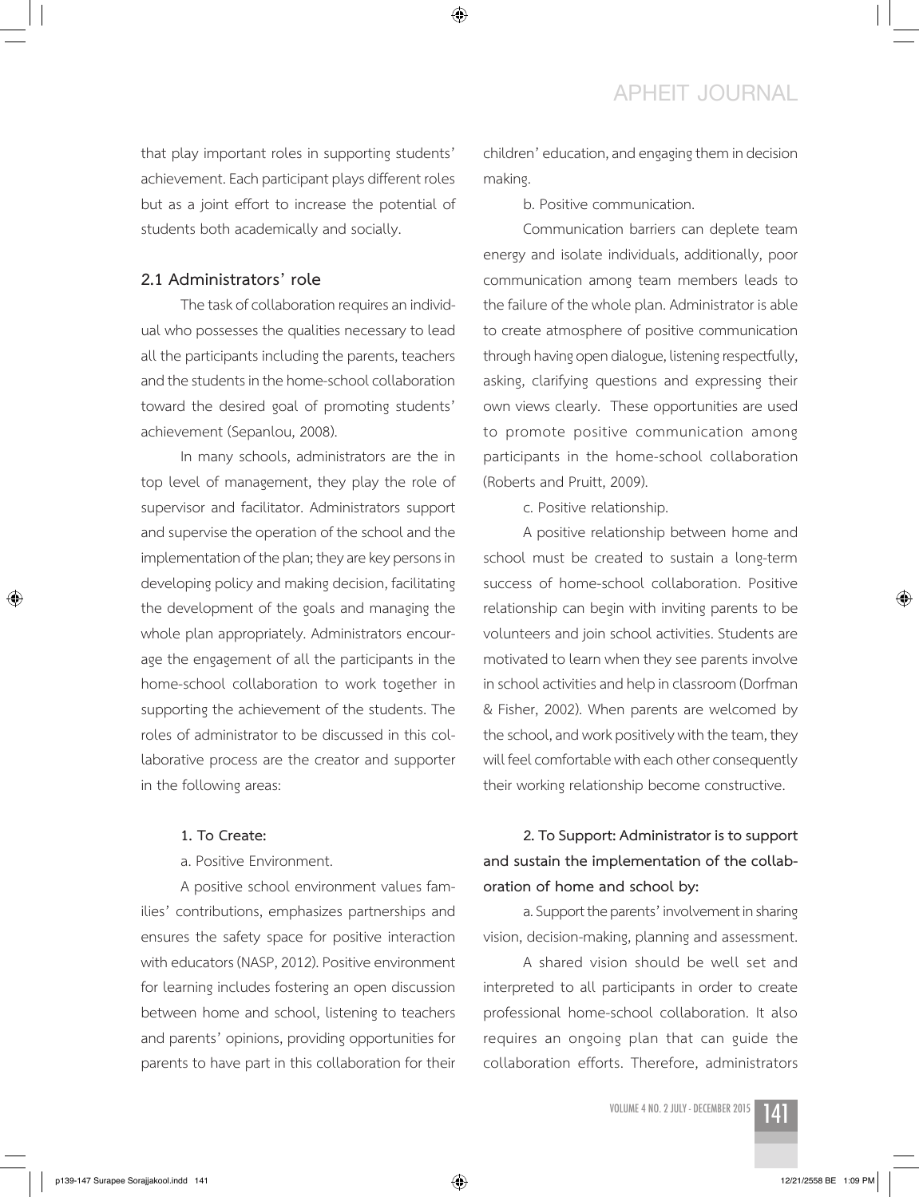that play important roles in supporting students' achievement. Each participant plays different roles but as a joint effort to increase the potential of students both academically and socially.

### 2.1 Administrators' role

The task of collaboration requires an individual who possesses the qualities necessary to lead all the participants including the parents, teachers and the students in the home-school collaboration toward the desired goal of promoting students' achievement (Sepanlou, 2008).

In many schools, administrators are the in top level of management, they play the role of supervisor and facilitator. Administrators support and supervise the operation of the school and the implementation of the plan; they are key persons in developing policy and making decision, facilitating the development of the goals and managing the whole plan appropriately. Administrators encourage the engagement of all the participants in the home-school collaboration to work together in supporting the achievement of the students. The roles of administrator to be discussed in this collaborative process are the creator and supporter in the following areas:

**1. To Create:**

a. Positive Environment.

A positive school environment values families' contributions, emphasizes partnerships and ensures the safety space for positive interaction with educators (NASP, 2012). Positive environment for learning includes fostering an open discussion between home and school, listening to teachers and parents' opinions, providing opportunities for parents to have part in this collaboration for their children' education, and engaging them in decision making.

b. Positive communication.

Communication barriers can deplete team energy and isolate individuals, additionally, poor communication among team members leads to the failure of the whole plan. Administrator is able to create atmosphere of positive communication through having open dialogue, listening respectfully, asking, clarifying questions and expressing their own views clearly. These opportunities are used to promote positive communication among participants in the home-school collaboration (Roberts and Pruitt, 2009).

c. Positive relationship.

A positive relationship between home and school must be created to sustain a long-term success of home-school collaboration. Positive relationship can begin with inviting parents to be volunteers and join school activities. Students are motivated to learn when they see parents involve in school activities and help in classroom (Dorfman & Fisher, 2002). When parents are welcomed by the school, and work positively with the team, they will feel comfortable with each other consequently their working relationship become constructive.

**2. To Support: Administrator is to support and sustain the implementation of the collaboration of home and school by:**

a. Support the parents' involvement in sharing vision, decision-making, planning and assessment.

A shared vision should be well set and interpreted to all participants in order to create professional home-school collaboration. It also requires an ongoing plan that can guide the collaboration efforts. Therefore, administrators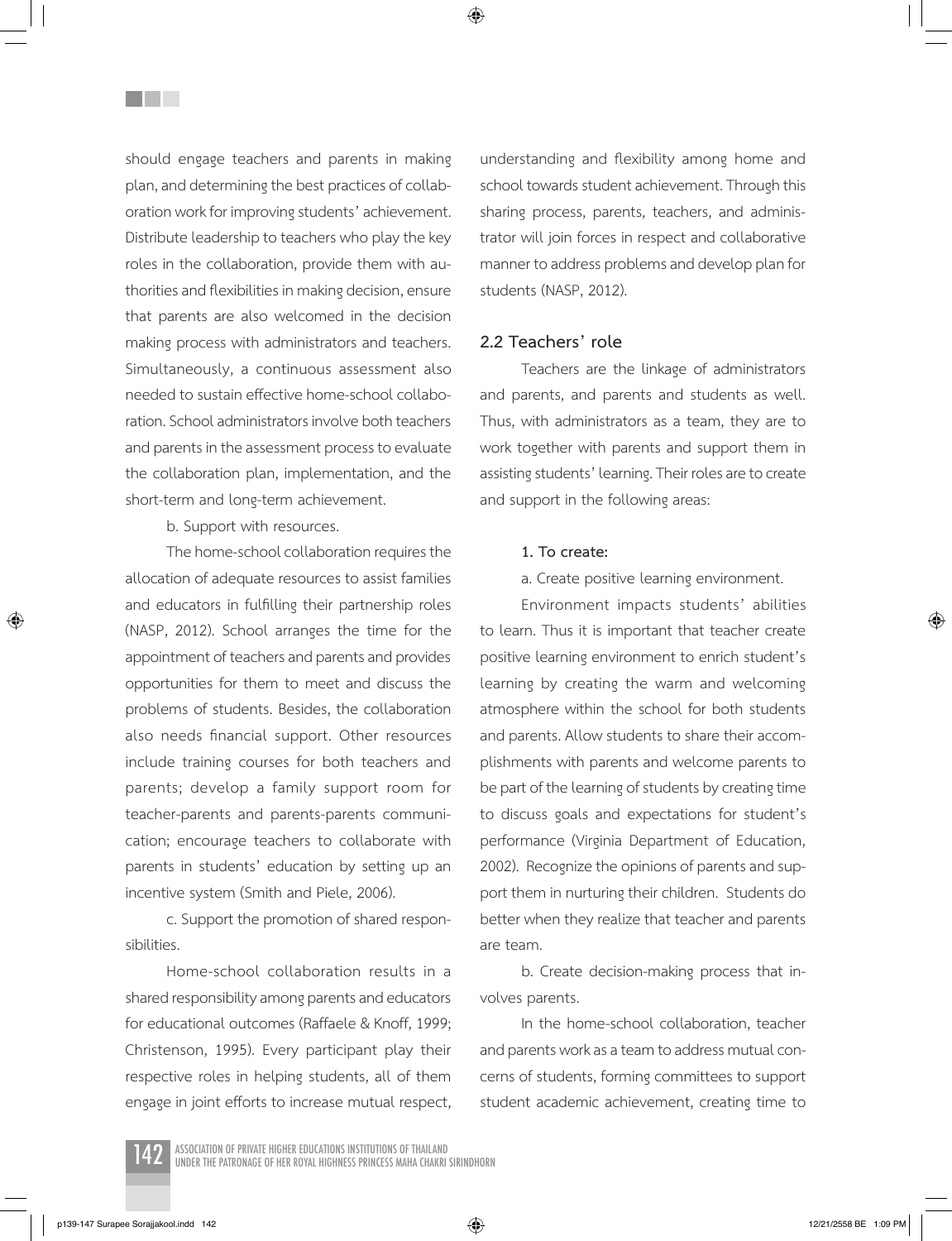should engage teachers and parents in making plan, and determining the best practices of collaboration work for improving students' achievement. Distribute leadership to teachers who play the key roles in the collaboration, provide them with authorities and flexibilities in making decision, ensure that parents are also welcomed in the decision making process with administrators and teachers. Simultaneously, a continuous assessment also needed to sustain effective home-school collaboration. School administrators involve both teachers and parents in the assessment process to evaluate the collaboration plan, implementation, and the short-term and long-term achievement.

b. Support with resources.

The home-school collaboration requires the allocation of adequate resources to assist families and educators in fulfilling their partnership roles (NASP, 2012). School arranges the time for the appointment of teachers and parents and provides opportunities for them to meet and discuss the problems of students. Besides, the collaboration also needs financial support. Other resources include training courses for both teachers and parents; develop a family support room for teacher-parents and parents-parents communication; encourage teachers to collaborate with parents in students' education by setting up an incentive system (Smith and Piele, 2006).

c. Support the promotion of shared responsibilities.

Home-school collaboration results in a shared responsibility among parents and educators for educational outcomes (Raffaele & Knoff, 1999; Christenson, 1995). Every participant play their respective roles in helping students, all of them engage in joint efforts to increase mutual respect, understanding and flexibility among home and school towards student achievement. Through this sharing process, parents, teachers, and administrator will join forces in respect and collaborative manner to address problems and develop plan for students (NASP, 2012).

## 2.2 Teachers' role

Teachers are the linkage of administrators and parents, and parents and students as well. Thus, with administrators as a team, they are to work together with parents and support them in assisting students' learning. Their roles are to create and support in the following areas:

**1. To create:**

a. Create positive learning environment.

Environment impacts students' abilities to learn. Thus it is important that teacher create positive learning environment to enrich student's learning by creating the warm and welcoming atmosphere within the school for both students and parents. Allow students to share their accomplishments with parents and welcome parents to be part of the learning of students by creating time to discuss goals and expectations for student's performance (Virginia Department of Education, 2002). Recognize the opinions of parents and support them in nurturing their children. Students do better when they realize that teacher and parents are team.

b. Create decision-making process that involves parents.

In the home-school collaboration, teacher and parents work as a team to address mutual concerns of students, forming committees to support student academic achievement, creating time to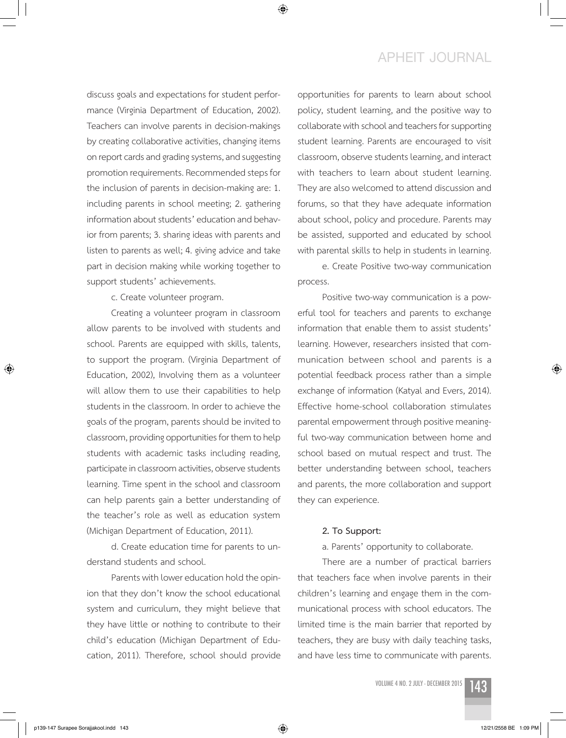discuss goals and expectations for student performance (Virginia Department of Education, 2002). Teachers can involve parents in decision-makings by creating collaborative activities, changing items on report cards and grading systems, and suggesting promotion requirements. Recommended steps for the inclusion of parents in decision-making are: 1. including parents in school meeting; 2. gathering information about students' education and behavior from parents; 3. sharing ideas with parents and listen to parents as well; 4. giving advice and take part in decision making while working together to support students' achievements.

c. Create volunteer program.

Creating a volunteer program in classroom allow parents to be involved with students and school. Parents are equipped with skills, talents, to support the program. (Virginia Department of Education, 2002), Involving them as a volunteer will allow them to use their capabilities to help students in the classroom. In order to achieve the goals of the program, parents should be invited to classroom, providing opportunities for them to help students with academic tasks including reading, participate in classroom activities, observe students learning. Time spent in the school and classroom can help parents gain a better understanding of the teacher's role as well as education system (Michigan Department of Education, 2011).

d. Create education time for parents to understand students and school.

Parents with lower education hold the opinion that they don't know the school educational system and curriculum, they might believe that they have little or nothing to contribute to their child's education (Michigan Department of Education, 2011). Therefore, school should provide opportunities for parents to learn about school policy, student learning, and the positive way to collaborate with school and teachers for supporting student learning. Parents are encouraged to visit classroom, observe students learning, and interact with teachers to learn about student learning. They are also welcomed to attend discussion and forums, so that they have adequate information about school, policy and procedure. Parents may be assisted, supported and educated by school with parental skills to help in students in learning.

e. Create Positive two-way communication process.

Positive two-way communication is a powerful tool for teachers and parents to exchange information that enable them to assist students' learning. However, researchers insisted that communication between school and parents is a potential feedback process rather than a simple exchange of information (Katyal and Evers, 2014). Effective home-school collaboration stimulates parental empowerment through positive meaningful two-way communication between home and school based on mutual respect and trust. The better understanding between school, teachers and parents, the more collaboration and support they can experience.

**2. To Support:**

a. Parents' opportunity to collaborate.

There are a number of practical barriers that teachers face when involve parents in their children's learning and engage them in the communicational process with school educators. The limited time is the main barrier that reported by teachers, they are busy with daily teaching tasks, and have less time to communicate with parents.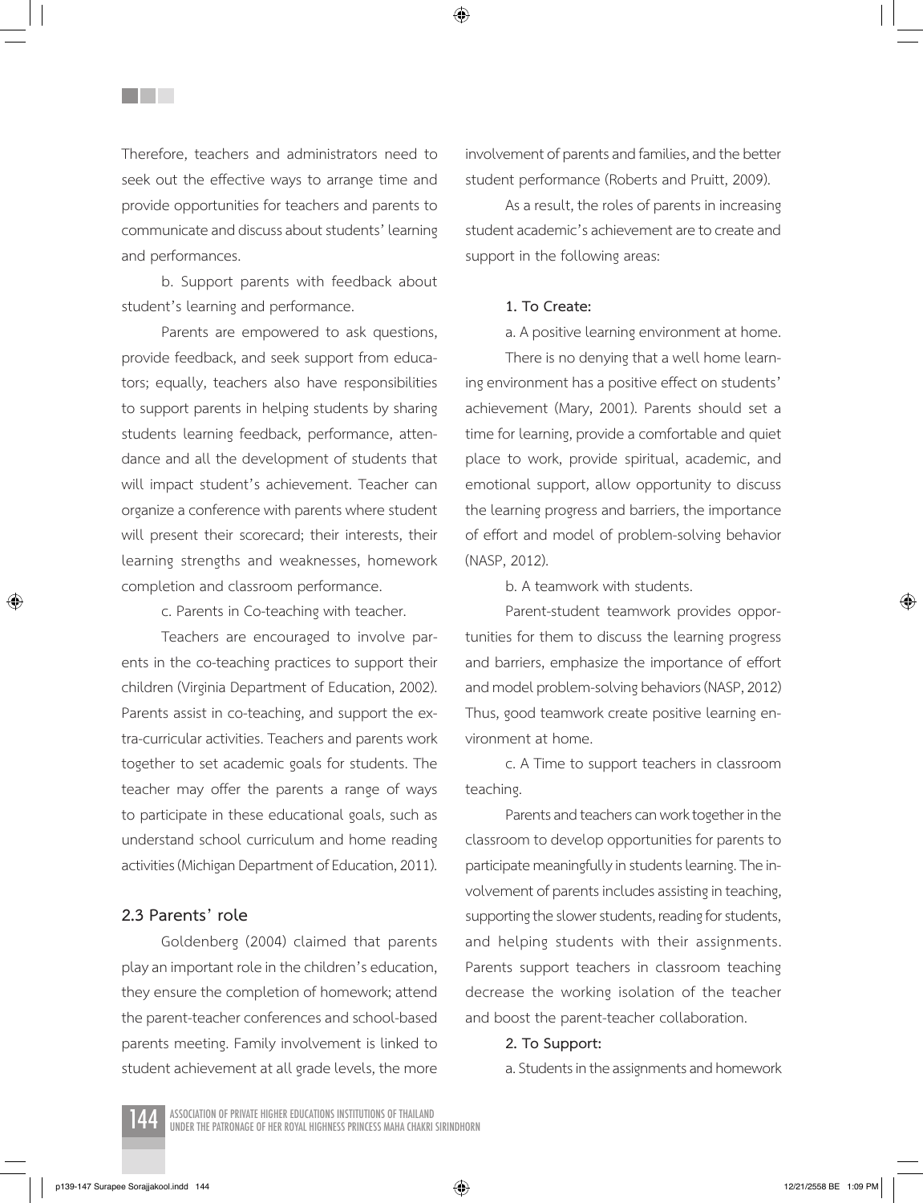Therefore, teachers and administrators need to seek out the effective ways to arrange time and provide opportunities for teachers and parents to communicate and discuss about students' learning and performances.

b. Support parents with feedback about student's learning and performance.

Parents are empowered to ask questions, provide feedback, and seek support from educators; equally, teachers also have responsibilities to support parents in helping students by sharing students learning feedback, performance, attendance and all the development of students that will impact student's achievement. Teacher can organize a conference with parents where student will present their scorecard; their interests, their learning strengths and weaknesses, homework completion and classroom performance.

c. Parents in Co-teaching with teacher.

Teachers are encouraged to involve parents in the co-teaching practices to support their children (Virginia Department of Education, 2002). Parents assist in co-teaching, and support the extra-curricular activities. Teachers and parents work together to set academic goals for students. The teacher may offer the parents a range of ways to participate in these educational goals, such as understand school curriculum and home reading activities (Michigan Department of Education, 2011).

### 2.3 Parents' role

Goldenberg (2004) claimed that parents play an important role in the children's education, they ensure the completion of homework; attend the parent-teacher conferences and school-based parents meeting. Family involvement is linked to student achievement at all grade levels, the more involvement of parents and families, and the better student performance (Roberts and Pruitt, 2009).

As a result, the roles of parents in increasing student academic's achievement are to create and support in the following areas:

**1. To Create:**

a. A positive learning environment at home.

There is no denying that a well home learning environment has a positive effect on students' achievement (Mary, 2001). Parents should set a time for learning, provide a comfortable and quiet place to work, provide spiritual, academic, and emotional support, allow opportunity to discuss the learning progress and barriers, the importance of effort and model of problem-solving behavior (NASP, 2012).

b. A teamwork with students.

Parent-student teamwork provides opportunities for them to discuss the learning progress and barriers, emphasize the importance of effort and model problem-solving behaviors (NASP, 2012) Thus, good teamwork create positive learning environment at home.

c. A Time to support teachers in classroom teaching.

Parents and teachers can work together in the classroom to develop opportunities for parents to participate meaningfully in students learning. The involvement of parents includes assisting in teaching, supporting the slower students, reading for students, and helping students with their assignments. Parents support teachers in classroom teaching decrease the working isolation of the teacher and boost the parent-teacher collaboration.

**2. To Support:**

a. Students in the assignments and homework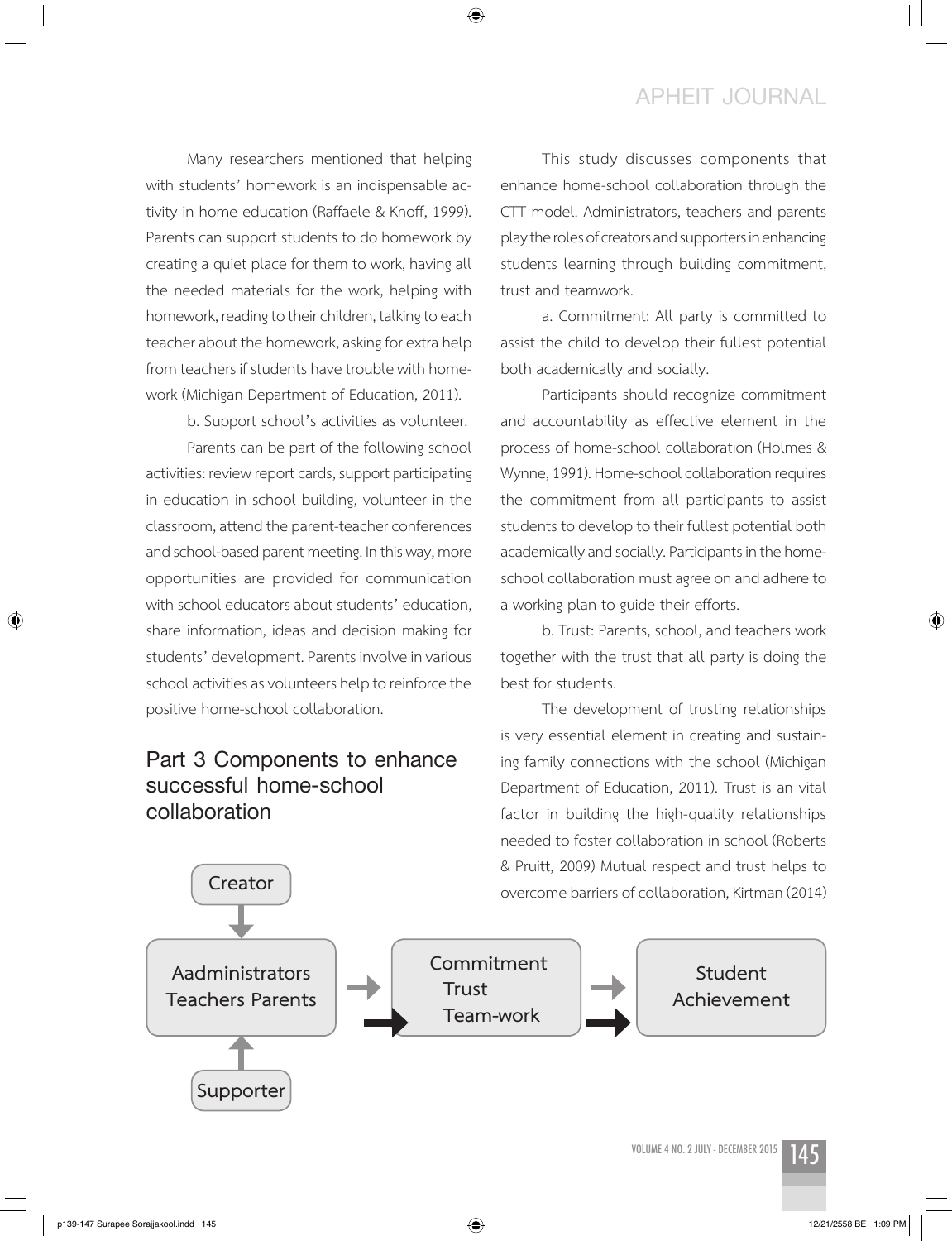Many researchers mentioned that helping with students' homework is an indispensable activity in home education (Raffaele & Knoff, 1999). Parents can support students to do homework by creating a quiet place for them to work, having all the needed materials for the work, helping with homework, reading to their children, talking to each teacher about the homework, asking for extra help from teachers if students have trouble with homework (Michigan Department of Education, 2011).

b. Support school's activities as volunteer.

Parents can be part of the following school activities: review report cards, support participating in education in school building, volunteer in the classroom, attend the parent-teacher conferences and school-based parent meeting. In this way, more opportunities are provided for communication with school educators about students' education, share information, ideas and decision making for students' development. Parents involve in various school activities as volunteers help to reinforce the positive home-school collaboration.

## Part 3 Components to enhance successful home-school collaboration

This study discusses components that enhance home-school collaboration through the CTT model. Administrators, teachers and parents play the roles of creators and supporters in enhancing students learning through building commitment, trust and teamwork.

a. Commitment: All party is committed to assist the child to develop their fullest potential both academically and socially.

Participants should recognize commitment and accountability as effective element in the process of home-school collaboration (Holmes & Wynne, 1991). Home-school collaboration requires the commitment from all participants to assist students to develop to their fullest potential both academically and socially. Participants in the home-school collaboration must agree on and adhere to a working plan to guide their efforts.

b. Trust: Parents, school, and teachers work together with the trust that all party is doing the best for students.

The development of trusting relationships is very essential element in creating and sustaining family connections with the school (Michigan Department of Education, 2011). Trust is an vital factor in building the high-quality relationships needed to foster collaboration in school (Roberts & Pruitt, 2009) Mutual respect and trust helps to overcome barriers of collaboration, Kirtman (2014)

Creator

Aadministrators Teachers Parents → Commitment Trust Team-work → Student Achievement

Supporter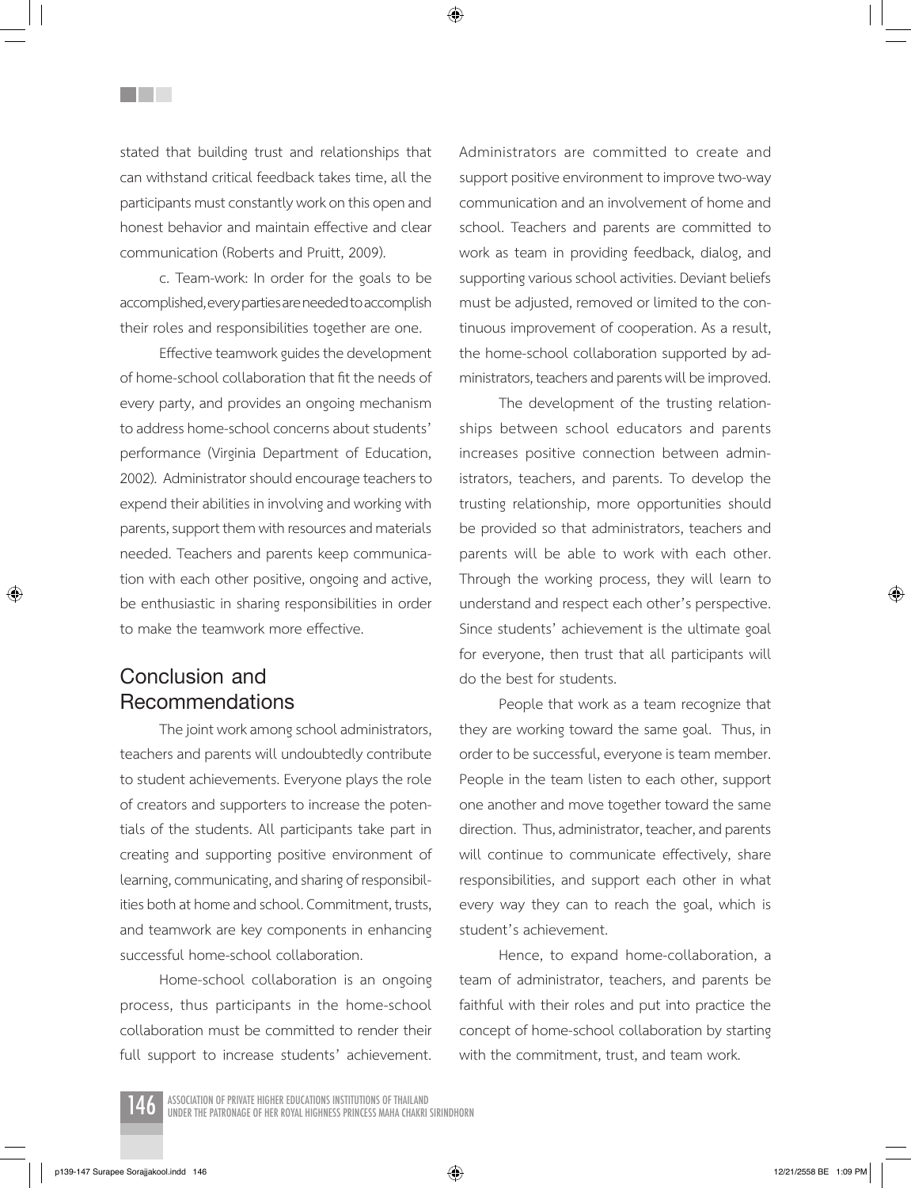stated that building trust and relationships that can withstand critical feedback takes time, all the participants must constantly work on this open and honest behavior and maintain effective and clear communication (Roberts and Pruitt, 2009).

c. Team-work: In order for the goals to be accomplished, every parties are needed to accomplish their roles and responsibilities together are one.

Effective teamwork guides the development of home-school collaboration that fit the needs of every party, and provides an ongoing mechanism to address home-school concerns about students' performance (Virginia Department of Education, 2002). Administrator should encourage teachers to expend their abilities in involving and working with parents, support them with resources and materials needed. Teachers and parents keep communication with each other positive, ongoing and active, be enthusiastic in sharing responsibilities in order to make the teamwork more effective.

## Conclusion and Recommendations

The joint work among school administrators, teachers and parents will undoubtedly contribute to student achievements. Everyone plays the role of creators and supporters to increase the potentials of the students. All participants take part in creating and supporting positive environment of learning, communicating, and sharing of responsibilities both at home and school. Commitment, trusts, and teamwork are key components in enhancing successful home-school collaboration.

Home-school collaboration is an ongoing process, thus participants in the home-school collaboration must be committed to render their full support to increase students' achievement. Administrators are committed to create and support positive environment to improve two-way communication and an involvement of home and school. Teachers and parents are committed to work as team in providing feedback, dialog, and supporting various school activities. Deviant beliefs must be adjusted, removed or limited to the continuous improvement of cooperation. As a result, the home-school collaboration supported by administrators, teachers and parents will be improved.

The development of the trusting relationships between school educators and parents increases positive connection between administrators, teachers, and parents. To develop the trusting relationship, more opportunities should be provided so that administrators, teachers and parents will be able to work with each other. Through the working process, they will learn to understand and respect each other's perspective. Since students' achievement is the ultimate goal for everyone, then trust that all participants will do the best for students.

People that work as a team recognize that they are working toward the same goal. Thus, in order to be successful, everyone is team member. People in the team listen to each other, support one another and move together toward the same direction. Thus, administrator, teacher, and parents will continue to communicate effectively, share responsibilities, and support each other in what every way they can to reach the goal, which is student's achievement.

Hence, to expand home-collaboration, a team of administrator, teachers, and parents be faithful with their roles and put into practice the concept of home-school collaboration by starting with the commitment, trust, and team work.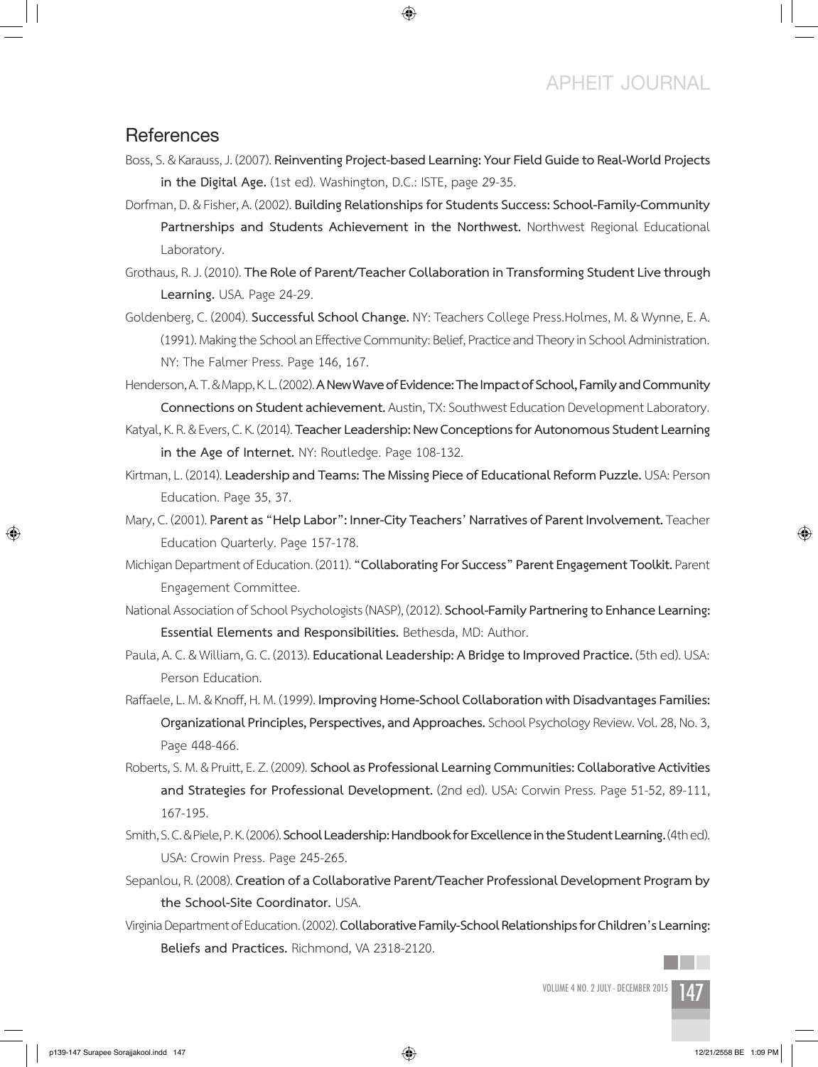## References

Boss, S. & Karauss, J. (2007). **Reinventing Project-based Learning: Your Field Guide to Real-World Projects in the Digital Age.** (1st ed). Washington, D.C.: ISTE, page 29-35.

Dorfman, D. & Fisher, A. (2002). **Building Relationships for Students Success: School-Family-Community Partnerships and Students Achievement in the Northwest.** Northwest Regional Educational Laboratory.

Grothaus, R. J. (2010). **The Role of Parent/Teacher Collaboration in Transforming Student Live through Learning.** USA. Page 24-29.

Goldenberg, C. (2004). **Successful School Change.** NY: Teachers College Press.Holmes, M. & Wynne, E. A. (1991). Making the School an Effective Community: Belief, Practice and Theory in School Administration. NY: The Falmer Press. Page 146, 167.

Henderson, A. T. & Mapp, K. L. (2002). **A New Wave of Evidence: The Impact of School, Family and Community Connections on Student achievement.** Austin, TX: Southwest Education Development Laboratory.

Katyal, K. R. & Evers, C. K. (2014). **Teacher Leadership: New Conceptions for Autonomous Student Learning in the Age of Internet.** NY: Routledge. Page 108-132.

Kirtman, L. (2014). **Leadership and Teams: The Missing Piece of Educational Reform Puzzle.** USA: Person Education. Page 35, 37.

Mary, C. (2001). **Parent as "Help Labor": Inner-City Teachers' Narratives of Parent Involvement.** Teacher Education Quarterly. Page 157-178.

Michigan Department of Education. (2011). **"Collaborating For Success" Parent Engagement Toolkit.** Parent Engagement Committee.

National Association of School Psychologists (NASP), (2012). **School-Family Partnering to Enhance Learning: Essential Elements and Responsibilities.** Bethesda, MD: Author.

Paula, A. C. & William, G. C. (2013). **Educational Leadership: A Bridge to Improved Practice.** (5th ed). USA: Person Education.

Raffaele, L. M. & Knoff, H. M. (1999). **Improving Home-School Collaboration with Disadvantages Families: Organizational Principles, Perspectives, and Approaches.** School Psychology Review. Vol. 28, No. 3, Page 448-466.

Roberts, S. M. & Pruitt, E. Z. (2009). **School as Professional Learning Communities: Collaborative Activities and Strategies for Professional Development.** (2nd ed). USA: Corwin Press. Page 51-52, 89-111, 167-195.

Smith, S. C. & Piele, P. K. (2006). **School Leadership: Handbook for Excellence in the Student Learning.** (4th ed). USA: Crowin Press. Page 245-265.

Sepanlou, R. (2008). **Creation of a Collaborative Parent/Teacher Professional Development Program by the School-Site Coordinator.** USA.

Virginia Department of Education. (2002). **Collaborative Family-School Relationships for Children's Learning: Beliefs and Practices.** Richmond, VA 2318-2120.